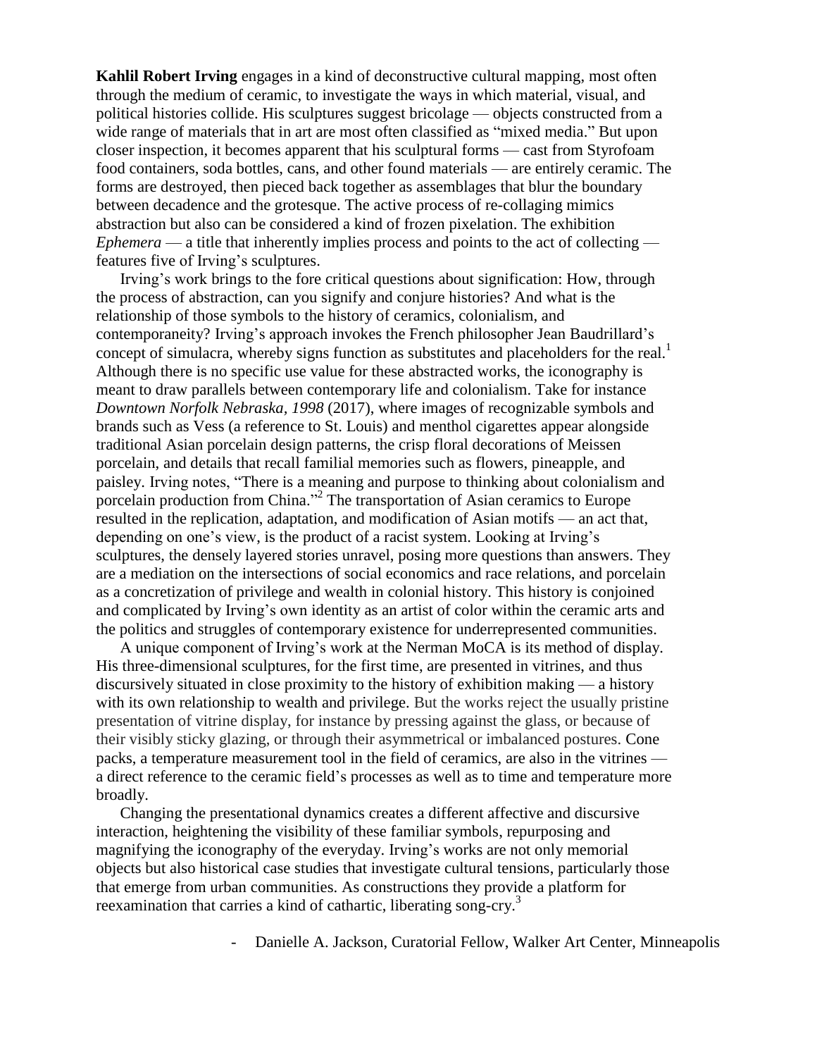**Kahlil Robert Irving** engages in a kind of deconstructive cultural mapping, most often through the medium of ceramic, to investigate the ways in which material, visual, and political histories collide. His sculptures suggest bricolage — objects constructed from a wide range of materials that in art are most often classified as "mixed media." But upon closer inspection, it becomes apparent that his sculptural forms — cast from Styrofoam food containers, soda bottles, cans, and other found materials — are entirely ceramic. The forms are destroyed, then pieced back together as assemblages that blur the boundary between decadence and the grotesque. The active process of re-collaging mimics abstraction but also can be considered a kind of frozen pixelation. The exhibition *Ephemera* — a title that inherently implies process and points to the act of collecting — features five of Irving's sculptures.

Irving's work brings to the fore critical questions about signification: How, through the process of abstraction, can you signify and conjure histories? And what is the relationship of those symbols to the history of ceramics, colonialism, and contemporaneity? Irving's approach invokes the French philosopher Jean Baudrillard's concept of simulacra, whereby signs function as substitutes and placeholders for the real.[1] Although there is no specific use value for these abstracted works, the iconography is meant to draw parallels between contemporary life and colonialism. Take for instance *Downtown Norfolk Nebraska, 1998* (2017), where images of recognizable symbols and brands such as Vess (a reference to St. Louis) and menthol cigarettes appear alongside traditional Asian porcelain design patterns, the crisp floral decorations of Meissen porcelain, and details that recall familial memories such as flowers, pineapple, and paisley. Irving notes, "There is a meaning and purpose to thinking about colonialism and porcelain production from China."[2] The transportation of Asian ceramics to Europe resulted in the replication, adaptation, and modification of Asian motifs — an act that, depending on one's view, is the product of a racist system. Looking at Irving's sculptures, the densely layered stories unravel, posing more questions than answers. They are a mediation on the intersections of social economics and race relations, and porcelain as a concretization of privilege and wealth in colonial history. This history is conjoined and complicated by Irving's own identity as an artist of color within the ceramic arts and the politics and struggles of contemporary existence for underrepresented communities.

A unique component of Irving's work at the Nerman MoCA is its method of display. His three-dimensional sculptures, for the first time, are presented in vitrines, and thus discursively situated in close proximity to the history of exhibition making — a history with its own relationship to wealth and privilege. But the works reject the usually pristine presentation of vitrine display, for instance by pressing against the glass, or because of their visibly sticky glazing, or through their asymmetrical or imbalanced postures. Cone packs, a temperature measurement tool in the field of ceramics, are also in the vitrines — a direct reference to the ceramic field's processes as well as to time and temperature more broadly.

Changing the presentational dynamics creates a different affective and discursive interaction, heightening the visibility of these familiar symbols, repurposing and magnifying the iconography of the everyday. Irving's works are not only memorial objects but also historical case studies that investigate cultural tensions, particularly those that emerge from urban communities. As constructions they provide a platform for reexamination that carries a kind of cathartic, liberating song-cry.[3]

- Danielle A. Jackson, Curatorial Fellow, Walker Art Center, Minneapolis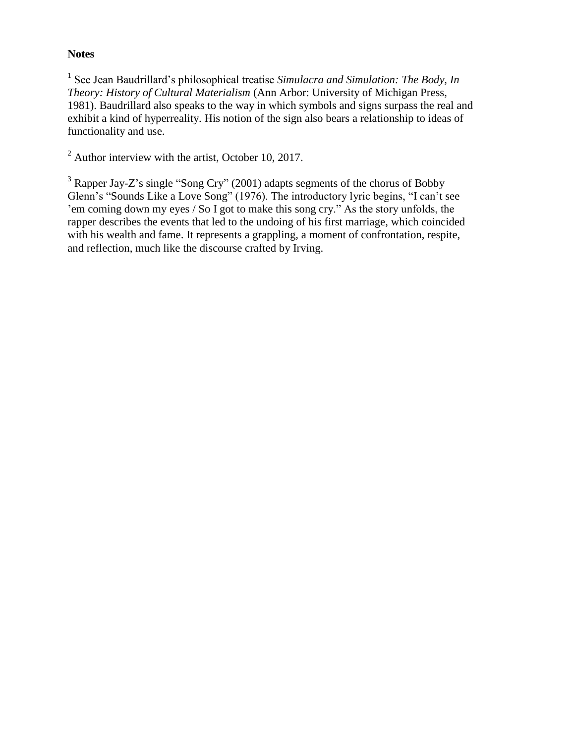**Notes**

[1] See Jean Baudrillard's philosophical treatise *Simulacra and Simulation: The Body, In Theory: History of Cultural Materialism* (Ann Arbor: University of Michigan Press, 1981). Baudrillard also speaks to the way in which symbols and signs surpass the real and exhibit a kind of hyperreality. His notion of the sign also bears a relationship to ideas of functionality and use.

[2] Author interview with the artist, October 10, 2017.

[3] Rapper Jay-Z's single "Song Cry" (2001) adapts segments of the chorus of Bobby Glenn's "Sounds Like a Love Song" (1976). The introductory lyric begins, "I can't see 'em coming down my eyes / So I got to make this song cry." As the story unfolds, the rapper describes the events that led to the undoing of his first marriage, which coincided with his wealth and fame. It represents a grappling, a moment of confrontation, respite, and reflection, much like the discourse crafted by Irving.